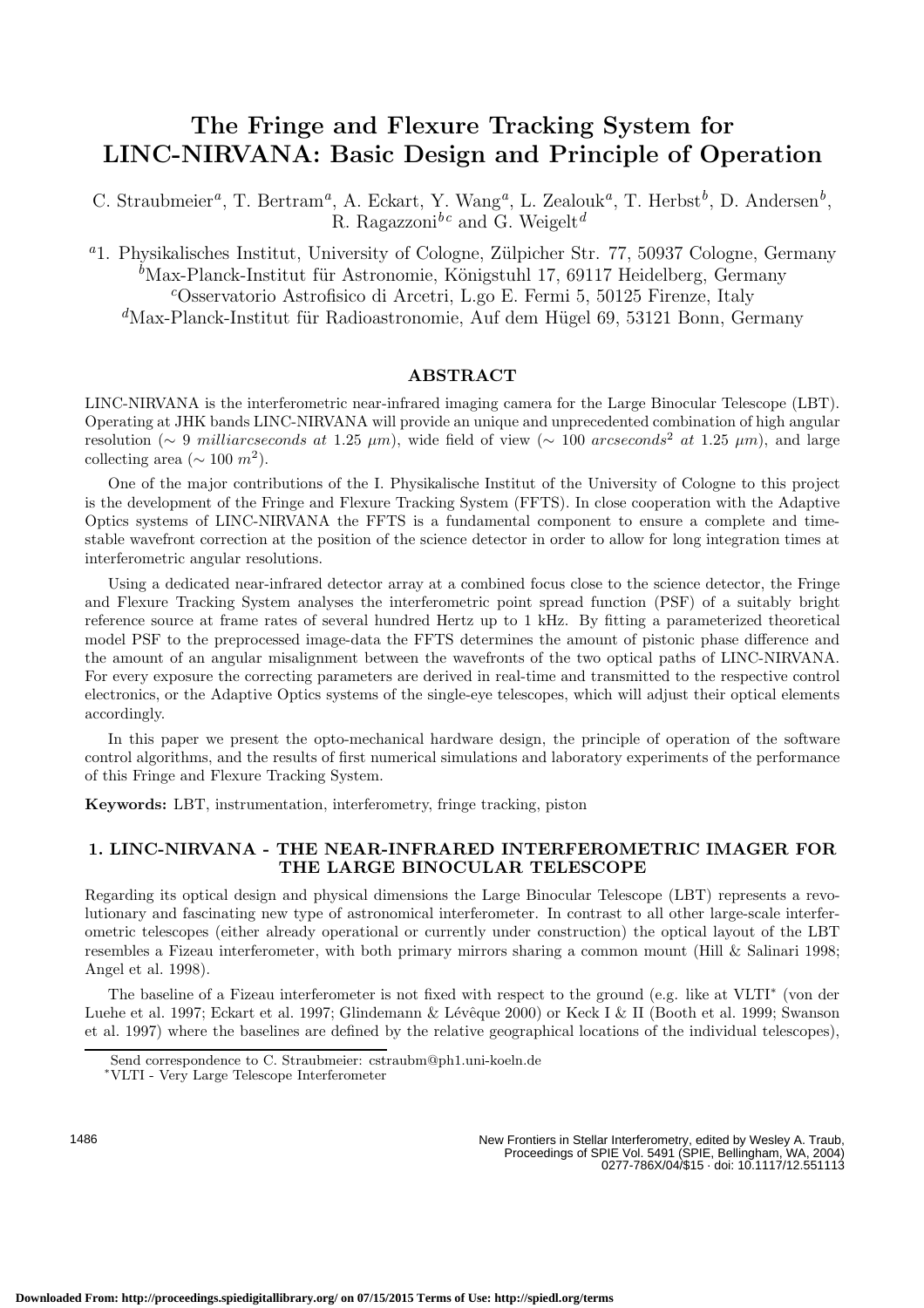# The Fringe and Flexure Tracking System for LINC-NIRVANA: Basic Design and Principle of Operation

C. Straubmeier[a], T. Bertram[a], A. Eckart, Y. Wang[a], L. Zealouk[a], T. Herbst[b], D. Andersen[b], R. Ragazzoni[bc] and G. Weigelt[d]

[a]1. Physikalisches Institut, University of Cologne, Zülpicher Str. 77, 50937 Cologne, Germany
[b]Max-Planck-Institut für Astronomie, Königstuhl 17, 69117 Heidelberg, Germany
[c]Osservatorio Astrofisico di Arcetri, L.go E. Fermi 5, 50125 Firenze, Italy
[d]Max-Planck-Institut für Radioastronomie, Auf dem Hügel 69, 53121 Bonn, Germany

## ABSTRACT

LINC-NIRVANA is the interferometric near-infrared imaging camera for the Large Binocular Telescope (LBT). Operating at JHK bands LINC-NIRVANA will provide an unique and unprecedented combination of high angular resolution ($\sim 9$ *milliarcseconds at* $1.25\ \mu m$), wide field of view ($\sim 100$ *arcseconds*$^2$ *at* $1.25\ \mu m$), and large collecting area ($\sim 100\ m^2$).

One of the major contributions of the I. Physikalische Institut of the University of Cologne to this project is the development of the Fringe and Flexure Tracking System (FFTS). In close cooperation with the Adaptive Optics systems of LINC-NIRVANA the FFTS is a fundamental component to ensure a complete and time-stable wavefront correction at the position of the science detector in order to allow for long integration times at interferometric angular resolutions.

Using a dedicated near-infrared detector array at a combined focus close to the science detector, the Fringe and Flexure Tracking System analyses the interferometric point spread function (PSF) of a suitably bright reference source at frame rates of several hundred Hertz up to 1 kHz. By fitting a parameterized theoretical model PSF to the preprocessed image-data the FFTS determines the amount of pistonic phase difference and the amount of an angular misalignment between the wavefronts of the two optical paths of LINC-NIRVANA. For every exposure the correcting parameters are derived in real-time and transmitted to the respective control electronics, or the Adaptive Optics systems of the single-eye telescopes, which will adjust their optical elements accordingly.

In this paper we present the opto-mechanical hardware design, the principle of operation of the software control algorithms, and the results of first numerical simulations and laboratory experiments of the performance of this Fringe and Flexure Tracking System.

**Keywords:** LBT, instrumentation, interferometry, fringe tracking, piston

## 1. LINC-NIRVANA - THE NEAR-INFRARED INTERFEROMETRIC IMAGER FOR THE LARGE BINOCULAR TELESCOPE

Regarding its optical design and physical dimensions the Large Binocular Telescope (LBT) represents a revolutionary and fascinating new type of astronomical interferometer. In contrast to all other large-scale interferometric telescopes (either already operational or currently under construction) the optical layout of the LBT resembles a Fizeau interferometer, with both primary mirrors sharing a common mount (Hill & Salinari 1998; Angel et al. 1998).

The baseline of a Fizeau interferometer is not fixed with respect to the ground (e.g. like at VLTI* (von der Luehe et al. 1997; Eckart et al. 1997; Glindemann & Lévêque 2000) or Keck I & II (Booth et al. 1999; Swanson et al. 1997) where the baselines are defined by the relative geographical locations of the individual telescopes),

Send correspondence to C. Straubmeier: cstraubm@ph1.uni-koeln.de
*VLTI - Very Large Telescope Interferometer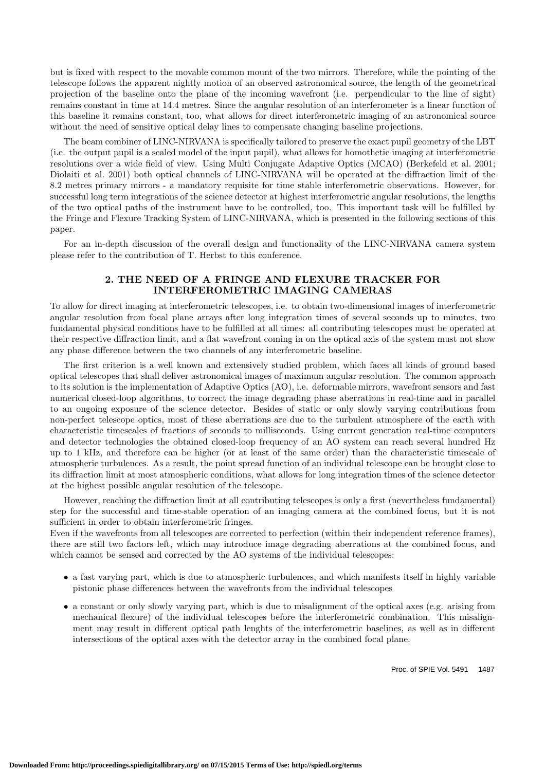but is fixed with respect to the movable common mount of the two mirrors. Therefore, while the pointing of the telescope follows the apparent nightly motion of an observed astronomical source, the length of the geometrical projection of the baseline onto the plane of the incoming wavefront (i.e. perpendicular to the line of sight) remains constant in time at 14.4 metres. Since the angular resolution of an interferometer is a linear function of this baseline it remains constant, too, what allows for direct interferometric imaging of an astronomical source without the need of sensitive optical delay lines to compensate changing baseline projections.

The beam combiner of LINC-NIRVANA is specifically tailored to preserve the exact pupil geometry of the LBT (i.e. the output pupil is a scaled model of the input pupil), what allows for homothetic imaging at interferometric resolutions over a wide field of view. Using Multi Conjugate Adaptive Optics (MCAO) (Berkefeld et al. 2001; Diolaiti et al. 2001) both optical channels of LINC-NIRVANA will be operated at the diffraction limit of the 8.2 metres primary mirrors - a mandatory requisite for time stable interferometric observations. However, for successful long term integrations of the science detector at highest interferometric angular resolutions, the lengths of the two optical paths of the instrument have to be controlled, too. This important task will be fulfilled by the Fringe and Flexure Tracking System of LINC-NIRVANA, which is presented in the following sections of this paper.

For an in-depth discussion of the overall design and functionality of the LINC-NIRVANA camera system please refer to the contribution of T. Herbst to this conference.

## 2. THE NEED OF A FRINGE AND FLEXURE TRACKER FOR INTERFEROMETRIC IMAGING CAMERAS

To allow for direct imaging at interferometric telescopes, i.e. to obtain two-dimensional images of interferometric angular resolution from focal plane arrays after long integration times of several seconds up to minutes, two fundamental physical conditions have to be fulfilled at all times: all contributing telescopes must be operated at their respective diffraction limit, and a flat wavefront coming in on the optical axis of the system must not show any phase difference between the two channels of any interferometric baseline.

The first criterion is a well known and extensively studied problem, which faces all kinds of ground based optical telescopes that shall deliver astronomical images of maximum angular resolution. The common approach to its solution is the implementation of Adaptive Optics (AO), i.e. deformable mirrors, wavefront sensors and fast numerical closed-loop algorithms, to correct the image degrading phase aberrations in real-time and in parallel to an ongoing exposure of the science detector. Besides of static or only slowly varying contributions from non-perfect telescope optics, most of these aberrations are due to the turbulent atmosphere of the earth with characteristic timescales of fractions of seconds to milliseconds. Using current generation real-time computers and detector technologies the obtained closed-loop frequency of an AO system can reach several hundred Hz up to 1 kHz, and therefore can be higher (or at least of the same order) than the characteristic timescale of atmospheric turbulences. As a result, the point spread function of an individual telescope can be brought close to its diffraction limit at most atmospheric conditions, what allows for long integration times of the science detector at the highest possible angular resolution of the telescope.

However, reaching the diffraction limit at all contributing telescopes is only a first (nevertheless fundamental) step for the successful and time-stable operation of an imaging camera at the combined focus, but it is not sufficient in order to obtain interferometric fringes.

Even if the wavefronts from all telescopes are corrected to perfection (within their independent reference frames), there are still two factors left, which may introduce image degrading aberrations at the combined focus, and which cannot be sensed and corrected by the AO systems of the individual telescopes:

- a fast varying part, which is due to atmospheric turbulences, and which manifests itself in highly variable pistonic phase differences between the wavefronts from the individual telescopes
- a constant or only slowly varying part, which is due to misalignment of the optical axes (e.g. arising from mechanical flexure) of the individual telescopes before the interferometric combination. This misalignment may result in different optical path lenghts of the interferometric baselines, as well as in different intersections of the optical axes with the detector array in the combined focal plane.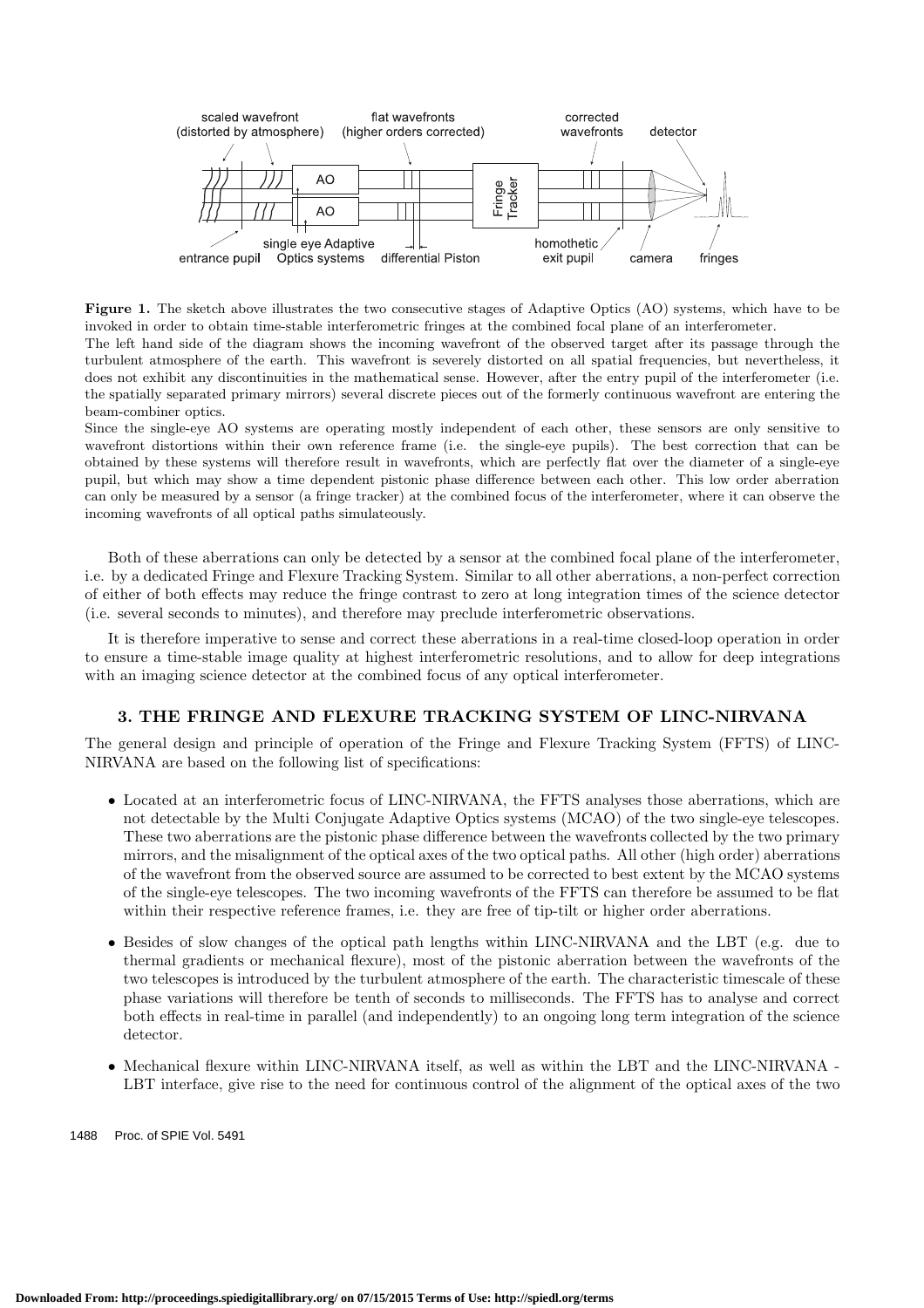**Figure 1.** The sketch above illustrates the two consecutive stages of Adaptive Optics (AO) systems, which have to be invoked in order to obtain time-stable interferometric fringes at the combined focal plane of an interferometer.
The left hand side of the diagram shows the incoming wavefront of the observed target after its passage through the turbulent atmosphere of the earth. This wavefront is severely distorted on all spatial frequencies, but nevertheless, it does not exhibit any discontinuities in the mathematical sense. However, after the entry pupil of the interferometer (i.e. the spatially separated primary mirrors) several discrete pieces out of the formerly continuous wavefront are entering the beam-combiner optics.
Since the single-eye AO systems are operating mostly independent of each other, these sensors are only sensitive to wavefront distortions within their own reference frame (i.e. the single-eye pupils). The best correction that can be obtained by these systems will therefore result in wavefronts, which are perfectly flat over the diameter of a single-eye pupil, but which may show a time dependent pistonic phase difference between each other. This low order aberration can only be measured by a sensor (a fringe tracker) at the combined focus of the interferometer, where it can observe the incoming wavefronts of all optical paths simulateously.

Both of these aberrations can only be detected by a sensor at the combined focal plane of the interferometer, i.e. by a dedicated Fringe and Flexure Tracking System. Similar to all other aberrations, a non-perfect correction of either of both effects may reduce the fringe contrast to zero at long integration times of the science detector (i.e. several seconds to minutes), and therefore may preclude interferometric observations.

It is therefore imperative to sense and correct these aberrations in a real-time closed-loop operation in order to ensure a time-stable image quality at highest interferometric resolutions, and to allow for deep integrations with an imaging science detector at the combined focus of any optical interferometer.

## 3. THE FRINGE AND FLEXURE TRACKING SYSTEM OF LINC-NIRVANA

The general design and principle of operation of the Fringe and Flexure Tracking System (FFTS) of LINC-NIRVANA are based on the following list of specifications:

- Located at an interferometric focus of LINC-NIRVANA, the FFTS analyses those aberrations, which are not detectable by the Multi Conjugate Adaptive Optics systems (MCAO) of the two single-eye telescopes. These two aberrations are the pistonic phase difference between the wavefronts collected by the two primary mirrors, and the misalignment of the optical axes of the two optical paths. All other (high order) aberrations of the wavefront from the observed source are assumed to be corrected to best extent by the MCAO systems of the single-eye telescopes. The two incoming wavefronts of the FFTS can therefore be assumed to be flat within their respective reference frames, i.e. they are free of tip-tilt or higher order aberrations.
- Besides of slow changes of the optical path lengths within LINC-NIRVANA and the LBT (e.g. due to thermal gradients or mechanical flexure), most of the pistonic aberration between the wavefronts of the two telescopes is introduced by the turbulent atmosphere of the earth. The characteristic timescale of these phase variations will therefore be tenth of seconds to milliseconds. The FFTS has to analyse and correct both effects in real-time in parallel (and independently) to an ongoing long term integration of the science detector.
- Mechanical flexure within LINC-NIRVANA itself, as well as within the LBT and the LINC-NIRVANA - LBT interface, give rise to the need for continuous control of the alignment of the optical axes of the two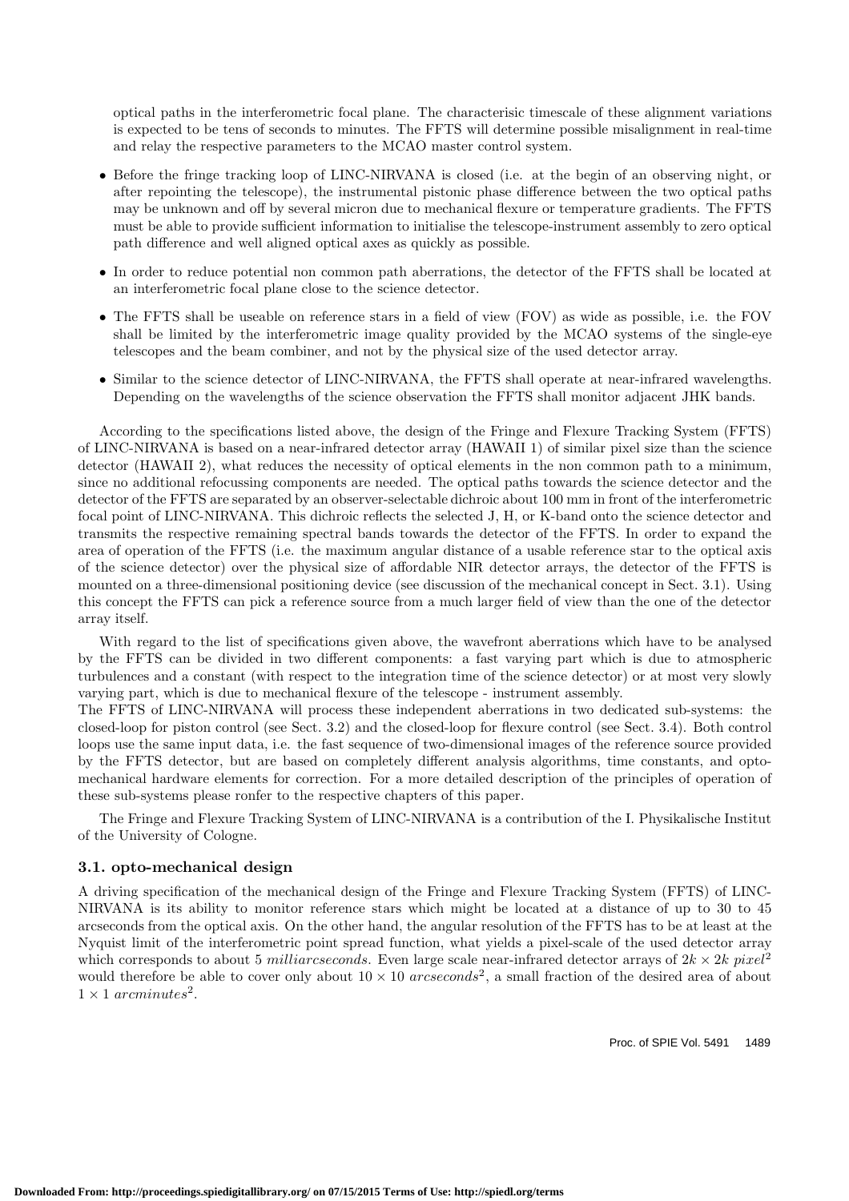optical paths in the interferometric focal plane. The characterisic timescale of these alignment variations is expected to be tens of seconds to minutes. The FFTS will determine possible misalignment in real-time and relay the respective parameters to the MCAO master control system.

- Before the fringe tracking loop of LINC-NIRVANA is closed (i.e. at the begin of an observing night, or after repointing the telescope), the instrumental pistonic phase difference between the two optical paths may be unknown and off by several micron due to mechanical flexure or temperature gradients. The FFTS must be able to provide sufficient information to initialise the telescope-instrument assembly to zero optical path difference and well aligned optical axes as quickly as possible.
- In order to reduce potential non common path aberrations, the detector of the FFTS shall be located at an interferometric focal plane close to the science detector.
- The FFTS shall be useable on reference stars in a field of view (FOV) as wide as possible, i.e. the FOV shall be limited by the interferometric image quality provided by the MCAO systems of the single-eye telescopes and the beam combiner, and not by the physical size of the used detector array.
- Similar to the science detector of LINC-NIRVANA, the FFTS shall operate at near-infrared wavelengths. Depending on the wavelengths of the science observation the FFTS shall monitor adjacent JHK bands.

According to the specifications listed above, the design of the Fringe and Flexure Tracking System (FFTS) of LINC-NIRVANA is based on a near-infrared detector array (HAWAII 1) of similar pixel size than the science detector (HAWAII 2), what reduces the necessity of optical elements in the non common path to a minimum, since no additional refocussing components are needed. The optical paths towards the science detector and the detector of the FFTS are separated by an observer-selectable dichroic about 100 mm in front of the interferometric focal point of LINC-NIRVANA. This dichroic reflects the selected J, H, or K-band onto the science detector and transmits the respective remaining spectral bands towards the detector of the FFTS. In order to expand the area of operation of the FFTS (i.e. the maximum angular distance of a usable reference star to the optical axis of the science detector) over the physical size of affordable NIR detector arrays, the detector of the FFTS is mounted on a three-dimensional positioning device (see discussion of the mechanical concept in Sect. 3.1). Using this concept the FFTS can pick a reference source from a much larger field of view than the one of the detector array itself.

With regard to the list of specifications given above, the wavefront aberrations which have to be analysed by the FFTS can be divided in two different components: a fast varying part which is due to atmospheric turbulences and a constant (with respect to the integration time of the science detector) or at most very slowly varying part, which is due to mechanical flexure of the telescope - instrument assembly.
The FFTS of LINC-NIRVANA will process these independent aberrations in two dedicated sub-systems: the closed-loop for piston control (see Sect. 3.2) and the closed-loop for flexure control (see Sect. 3.4). Both control loops use the same input data, i.e. the fast sequence of two-dimensional images of the reference source provided by the FFTS detector, but are based on completely different analysis algorithms, time constants, and opto-mechanical hardware elements for correction. For a more detailed description of the principles of operation of these sub-systems please ronfer to the respective chapters of this paper.

The Fringe and Flexure Tracking System of LINC-NIRVANA is a contribution of the I. Physikalische Institut of the University of Cologne.

### 3.1. opto-mechanical design

A driving specification of the mechanical design of the Fringe and Flexure Tracking System (FFTS) of LINC-NIRVANA is its ability to monitor reference stars which might be located at a distance of up to 30 to 45 arcseconds from the optical axis. On the other hand, the angular resolution of the FFTS has to be at least at the Nyquist limit of the interferometric point spread function, what yields a pixel-scale of the used detector array which corresponds to about 5 *milliarcseconds*. Even large scale near-infrared detector arrays of $2k \times 2k\ pixel^2$ would therefore be able to cover only about $10 \times 10\ arcseconds^2$, a small fraction of the desired area of about $1 \times 1\ arcminutes^2$.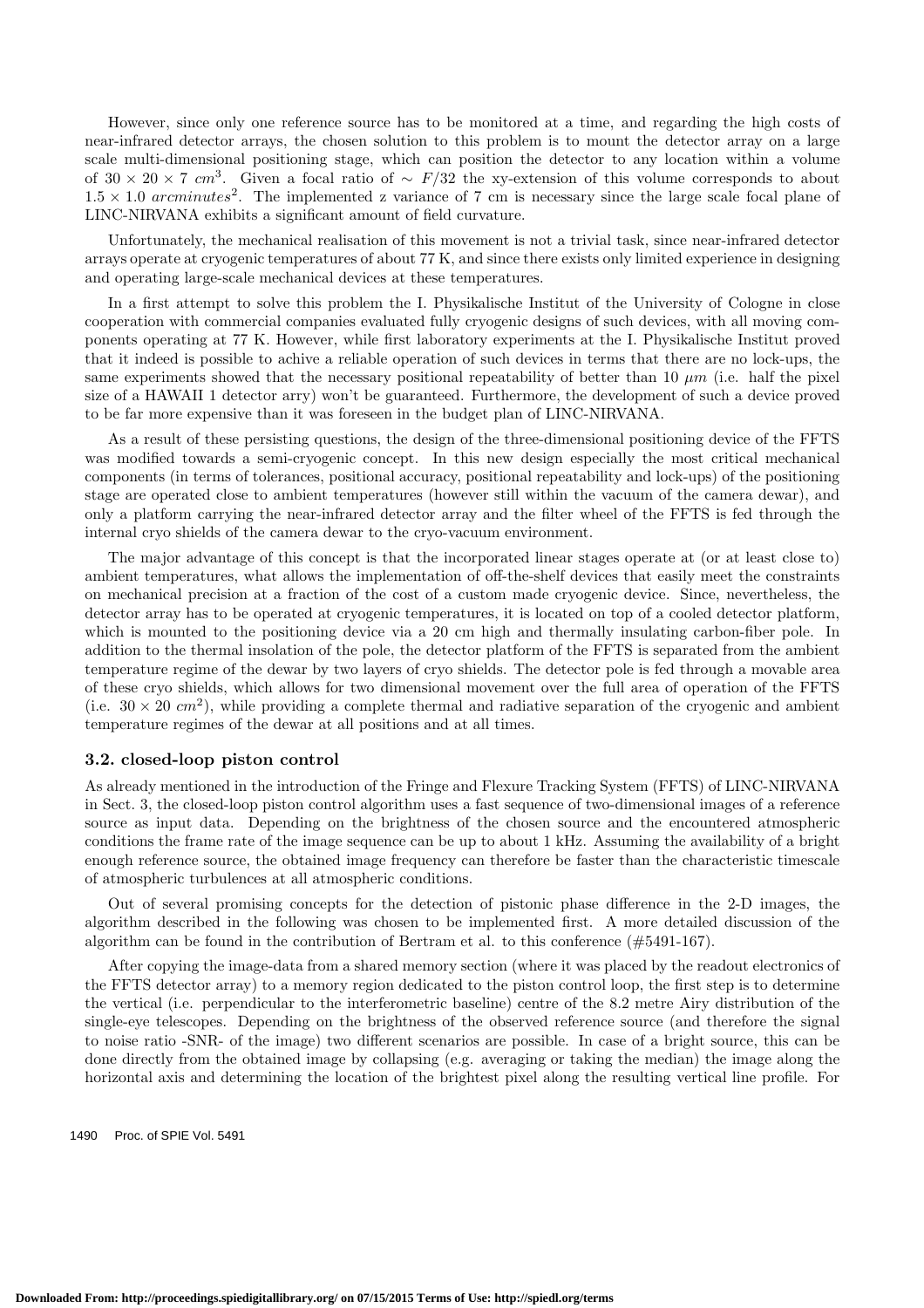However, since only one reference source has to be monitored at a time, and regarding the high costs of near-infrared detector arrays, the chosen solution to this problem is to mount the detector array on a large scale multi-dimensional positioning stage, which can position the detector to any location within a volume of $30 \times 20 \times 7$ $cm^3$. Given a focal ratio of $\sim F/32$ the xy-extension of this volume corresponds to about $1.5 \times 1.0$ $arcminutes^2$. The implemented z variance of 7 cm is necessary since the large scale focal plane of LINC-NIRVANA exhibits a significant amount of field curvature.

Unfortunately, the mechanical realisation of this movement is not a trivial task, since near-infrared detector arrays operate at cryogenic temperatures of about 77 K, and since there exists only limited experience in designing and operating large-scale mechanical devices at these temperatures.

In a first attempt to solve this problem the I. Physikalische Institut of the University of Cologne in close cooperation with commercial companies evaluated fully cryogenic designs of such devices, with all moving components operating at 77 K. However, while first laboratory experiments at the I. Physikalische Institut proved that it indeed is possible to achive a reliable operation of such devices in terms that there are no lock-ups, the same experiments showed that the necessary positional repeatability of better than 10 $\mu m$ (i.e. half the pixel size of a HAWAII 1 detector arry) won't be guaranteed. Furthermore, the development of such a device proved to be far more expensive than it was foreseen in the budget plan of LINC-NIRVANA.

As a result of these persisting questions, the design of the three-dimensional positioning device of the FFTS was modified towards a semi-cryogenic concept. In this new design especially the most critical mechanical components (in terms of tolerances, positional accuracy, positional repeatability and lock-ups) of the positioning stage are operated close to ambient temperatures (however still within the vacuum of the camera dewar), and only a platform carrying the near-infrared detector array and the filter wheel of the FFTS is fed through the internal cryo shields of the camera dewar to the cryo-vacuum environment.

The major advantage of this concept is that the incorporated linear stages operate at (or at least close to) ambient temperatures, what allows the implementation of off-the-shelf devices that easily meet the constraints on mechanical precision at a fraction of the cost of a custom made cryogenic device. Since, nevertheless, the detector array has to be operated at cryogenic temperatures, it is located on top of a cooled detector platform, which is mounted to the positioning device via a 20 cm high and thermally insulating carbon-fiber pole. In addition to the thermal insolation of the pole, the detector platform of the FFTS is separated from the ambient temperature regime of the dewar by two layers of cryo shields. The detector pole is fed through a movable area of these cryo shields, which allows for two dimensional movement over the full area of operation of the FFTS (i.e. $30 \times 20$ $cm^2$), while providing a complete thermal and radiative separation of the cryogenic and ambient temperature regimes of the dewar at all positions and at all times.

### 3.2. closed-loop piston control

As already mentioned in the introduction of the Fringe and Flexure Tracking System (FFTS) of LINC-NIRVANA in Sect. 3, the closed-loop piston control algorithm uses a fast sequence of two-dimensional images of a reference source as input data. Depending on the brightness of the chosen source and the encountered atmospheric conditions the frame rate of the image sequence can be up to about 1 kHz. Assuming the availability of a bright enough reference source, the obtained image frequency can therefore be faster than the characteristic timescale of atmospheric turbulences at all atmospheric conditions.

Out of several promising concepts for the detection of pistonic phase difference in the 2-D images, the algorithm described in the following was chosen to be implemented first. A more detailed discussion of the algorithm can be found in the contribution of Bertram et al. to this conference (#5491-167).

After copying the image-data from a shared memory section (where it was placed by the readout electronics of the FFTS detector array) to a memory region dedicated to the piston control loop, the first step is to determine the vertical (i.e. perpendicular to the interferometric baseline) centre of the 8.2 metre Airy distribution of the single-eye telescopes. Depending on the brightness of the observed reference source (and therefore the signal to noise ratio -SNR- of the image) two different scenarios are possible. In case of a bright source, this can be done directly from the obtained image by collapsing (e.g. averaging or taking the median) the image along the horizontal axis and determining the location of the brightest pixel along the resulting vertical line profile. For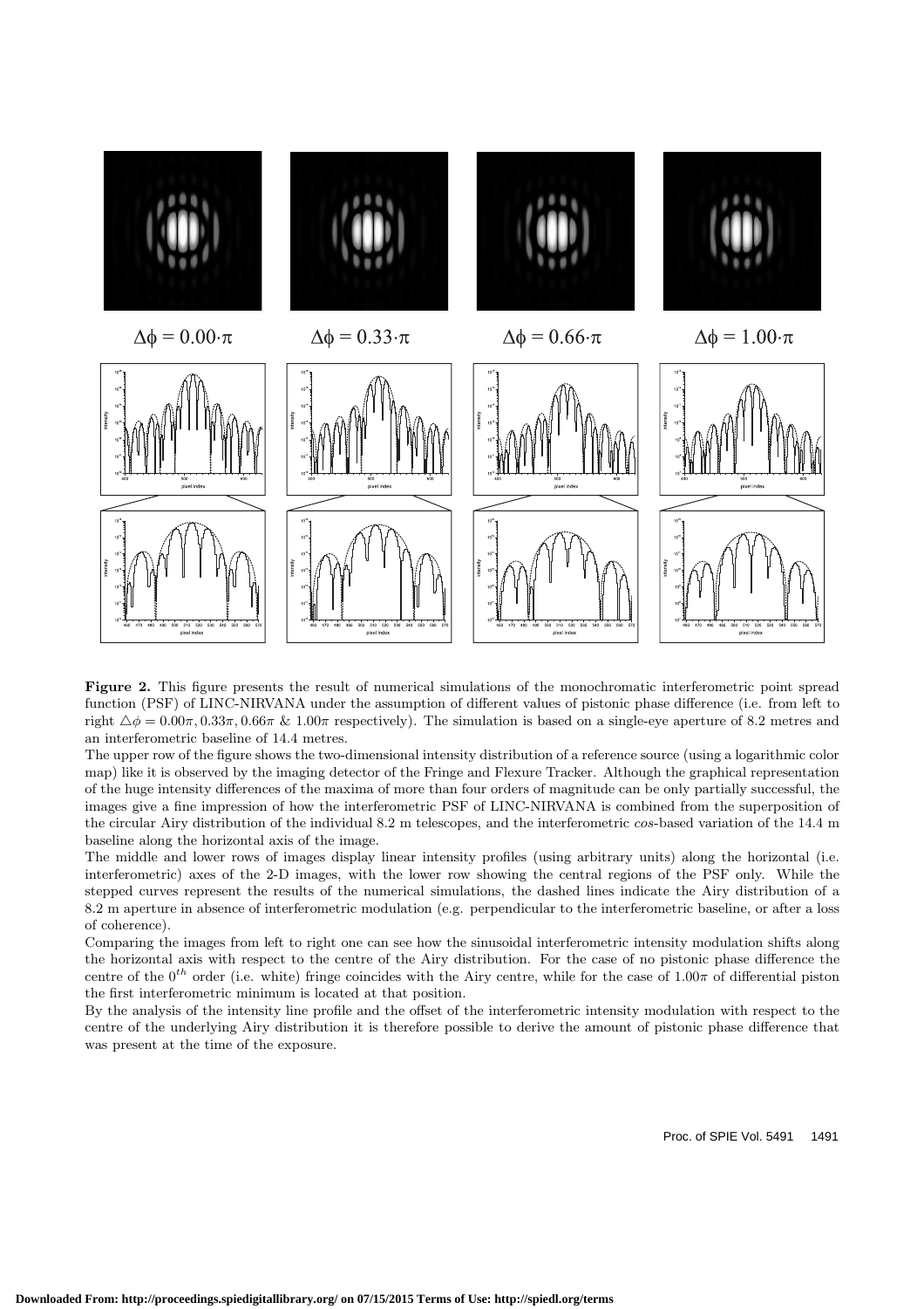$\Delta\phi = 0.00\cdot\pi$ $\Delta\phi = 0.33\cdot\pi$ $\Delta\phi = 0.66\cdot\pi$ $\Delta\phi = 1.00\cdot\pi$

**Figure 2.** This figure presents the result of numerical simulations of the monochromatic interferometric point spread function (PSF) of LINC-NIRVANA under the assumption of different values of pistonic phase difference (i.e. from left to right $\triangle\phi = 0.00\pi, 0.33\pi, 0.66\pi$ & $1.00\pi$ respectively). The simulation is based on a single-eye aperture of 8.2 metres and an interferometric baseline of 14.4 metres.

The upper row of the figure shows the two-dimensional intensity distribution of a reference source (using a logarithmic color map) like it is observed by the imaging detector of the Fringe and Flexure Tracker. Although the graphical representation of the huge intensity differences of the maxima of more than four orders of magnitude can be only partially successful, the images give a fine impression of how the interferometric PSF of LINC-NIRVANA is combined from the superposition of the circular Airy distribution of the individual 8.2 m telescopes, and the interferometric *cos*-based variation of the 14.4 m baseline along the horizontal axis of the image.

The middle and lower rows of images display linear intensity profiles (using arbitrary units) along the horizontal (i.e. interferometric) axes of the 2-D images, with the lower row showing the central regions of the PSF only. While the stepped curves represent the results of the numerical simulations, the dashed lines indicate the Airy distribution of a 8.2 m aperture in absence of interferometric modulation (e.g. perpendicular to the interferometric baseline, or after a loss of coherence).

Comparing the images from left to right one can see how the sinusoidal interferometric intensity modulation shifts along the horizontal axis with respect to the centre of the Airy distribution. For the case of no pistonic phase difference the centre of the $0^{th}$ order (i.e. white) fringe coincides with the Airy centre, while for the case of $1.00\pi$ of differential piston the first interferometric minimum is located at that position.

By the analysis of the intensity line profile and the offset of the interferometric intensity modulation with respect to the centre of the underlying Airy distribution it is therefore possible to derive the amount of pistonic phase difference that was present at the time of the exposure.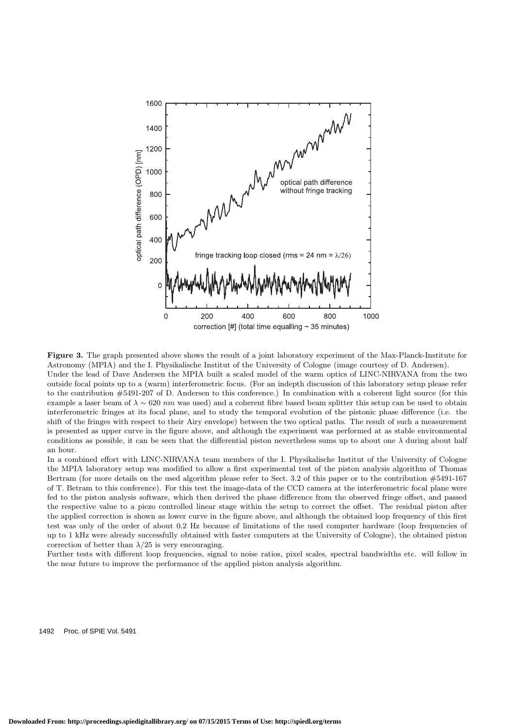**Figure 3.** The graph presented above shows the result of a joint laboratory experiment of the Max-Planck-Institute for Astronomy (MPIA) and the I. Physikalische Institut of the University of Cologne (image courtesy of D. Andersen). Under the lead of Dave Andersen the MPIA built a scaled model of the warm optics of LINC-NIRVANA from the two outside focal points up to a (warm) interferometric focus. (For an indepth discussion of this laboratory setup please refer to the contribution #5491-207 of D. Andersen to this conference.) In combination with a coherent light source (for this example a laser beam of $\lambda \sim 620$ *nm* was used) and a coherent fibre based beam splitter this setup can be used to obtain interferometric fringes at its focal plane, and to study the temporal evolution of the pistonic phase difference (i.e. the shift of the fringes with respect to their Airy envelope) between the two optical paths. The result of such a measurement is presented as upper curve in the figure above, and although the experiment was performed at as stable environmental conditions as possible, it can be seen that the differential piston nevertheless sums up to about one $\lambda$ during about half an hour.

In a combined effort with LINC-NIRVANA team members of the I. Physikalische Institut of the University of Cologne the MPIA laboratory setup was modified to allow a first experimental test of the piston analysis algorithm of Thomas Bertram (for more details on the used algorithm please refer to Sect. 3.2 of this paper or to the contribution #5491-167 of T. Betram to this conference). For this test the image-data of the CCD camera at the interferometric focal plane were fed to the piston analysis software, which then derived the phase difference from the observed fringe offset, and passed the respective value to a piezo controlled linear stage within the setup to correct the offset. The residual piston after the applied correction is shown as lower curve in the figure above, and although the obtained loop frequency of this first test was only of the order of about 0.2 Hz because of limitations of the used computer hardware (loop frequencies of up to 1 kHz were already successfully obtained with faster computers at the University of Cologne), the obtained piston correction of better than $\lambda/25$ is very encouraging.

Further tests with different loop frequencies, signal to noise ratios, pixel scales, spectral bandwidths etc. will follow in the near future to improve the performance of the applied piston analysis algorithm.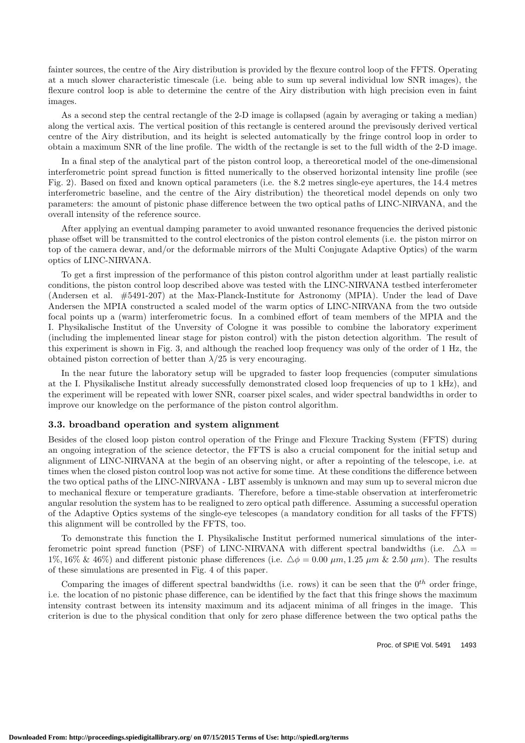fainter sources, the centre of the Airy distribution is provided by the flexure control loop of the FFTS. Operating at a much slower characteristic timescale (i.e. being able to sum up several individual low SNR images), the flexure control loop is able to determine the centre of the Airy distribution with high precision even in faint images.

As a second step the central rectangle of the 2-D image is collapsed (again by averaging or taking a median) along the vertical axis. The vertical position of this rectangle is centered around the previsously derived vertical centre of the Airy distribution, and its height is selected automatically by the fringe control loop in order to obtain a maximum SNR of the line profile. The width of the rectangle is set to the full width of the 2-D image.

In a final step of the analytical part of the piston control loop, a thereoretical model of the one-dimensional interferometric point spread function is fitted numerically to the observed horizontal intensity line profile (see Fig. 2). Based on fixed and known optical parameters (i.e. the 8.2 metres single-eye apertures, the 14.4 metres interferometric baseline, and the centre of the Airy distribution) the theoretical model depends on only two parameters: the amount of pistonic phase difference between the two optical paths of LINC-NIRVANA, and the overall intensity of the reference source.

After applying an eventual damping parameter to avoid unwanted resonance frequencies the derived pistonic phase offset will be transmitted to the control electronics of the piston control elements (i.e. the piston mirror on top of the camera dewar, and/or the deformable mirrors of the Multi Conjugate Adaptive Optics) of the warm optics of LINC-NIRVANA.

To get a first impression of the performance of this piston control algorithm under at least partially realistic conditions, the piston control loop described above was tested with the LINC-NIRVANA testbed interferometer (Andersen et al. #5491-207) at the Max-Planck-Institute for Astronomy (MPIA). Under the lead of Dave Andersen the MPIA constructed a scaled model of the warm optics of LINC-NIRVANA from the two outside focal points up a (warm) interferometric focus. In a combined effort of team members of the MPIA and the I. Physikalische Institut of the Unversity of Cologne it was possible to combine the laboratory experiment (including the implemented linear stage for piston control) with the piston detection algorithm. The result of this experiment is shown in Fig. 3, and although the reached loop frequency was only of the order of 1 Hz, the obtained piston correction of better than $\lambda/25$ is very encouraging.

In the near future the laboratory setup will be upgraded to faster loop frequencies (computer simulations at the I. Physikalische Institut already successfully demonstrated closed loop frequencies of up to 1 kHz), and the experiment will be repeated with lower SNR, coarser pixel scales, and wider spectral bandwidths in order to improve our knowledge on the performance of the piston control algorithm.

### 3.3. broadband operation and system alignment

Besides of the closed loop piston control operation of the Fringe and Flexure Tracking System (FFTS) during an ongoing integration of the science detector, the FFTS is also a crucial component for the initial setup and alignment of LINC-NIRVANA at the begin of an observing night, or after a repointing of the telescope, i.e. at times when the closed piston control loop was not active for some time. At these conditions the difference between the two optical paths of the LINC-NIRVANA - LBT assembly is unknown and may sum up to several micron due to mechanical flexure or temperature gradiants. Therefore, before a time-stable observation at interferometric angular resolution the system has to be realigned to zero optical path difference. Assuming a successful operation of the Adaptive Optics systems of the single-eye telescopes (a mandatory condition for all tasks of the FFTS) this alignment will be controlled by the FFTS, too.

To demonstrate this function the I. Physikalische Institut performed numerical simulations of the interferometric point spread function (PSF) of LINC-NIRVANA with different spectral bandwidths (i.e. $\triangle\lambda = 1\%, 16\%$ & $46\%$) and different pistonic phase differences (i.e. $\triangle\phi = 0.00\ \mu m, 1.25\ \mu m$ & $2.50\ \mu m$). The results of these simulations are presented in Fig. 4 of this paper.

Comparing the images of different spectral bandwidths (i.e. rows) it can be seen that the $0^{th}$ order fringe, i.e. the location of no pistonic phase difference, can be identified by the fact that this fringe shows the maximum intensity contrast between its intensity maximum and its adjacent minima of all fringes in the image. This criterion is due to the physical condition that only for zero phase difference between the two optical paths the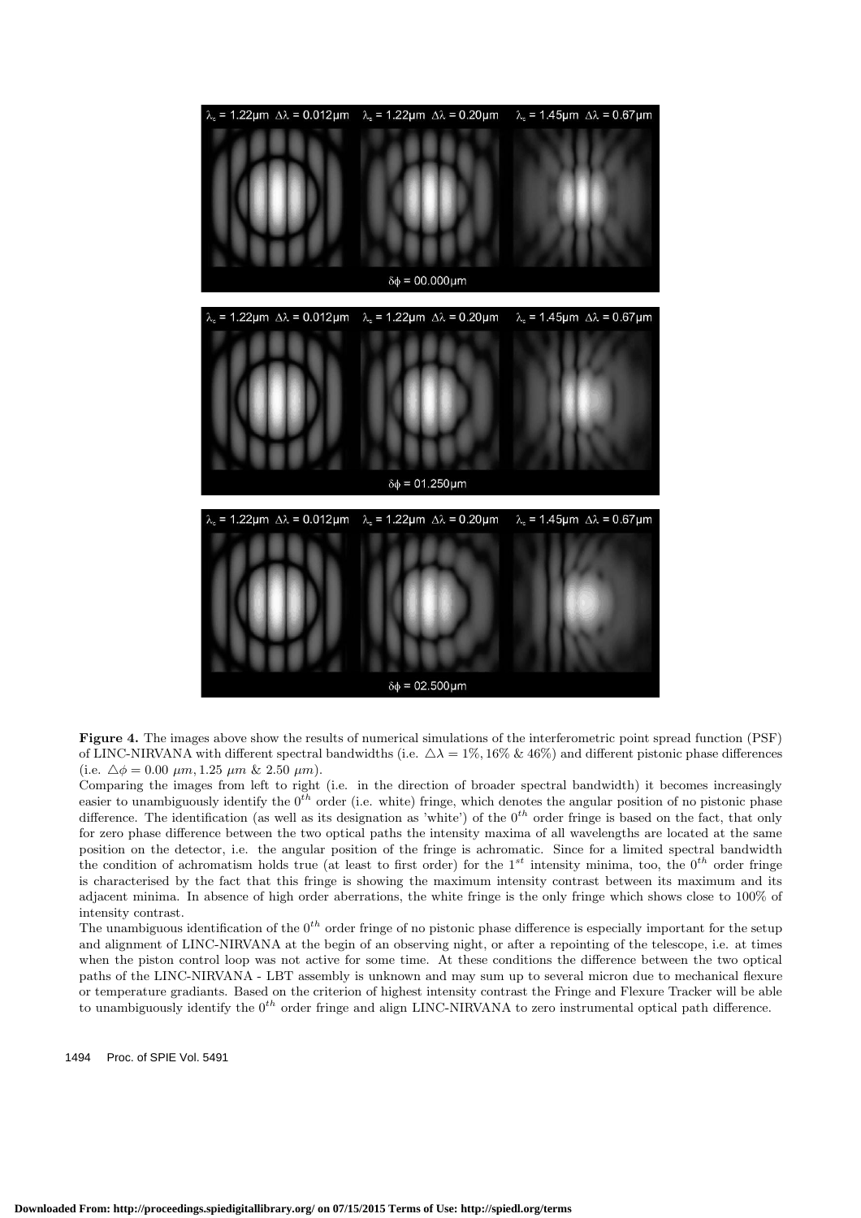**Figure 4.** The images above show the results of numerical simulations of the interferometric point spread function (PSF) of LINC-NIRVANA with different spectral bandwidths (i.e. $\triangle\lambda = 1\%, 16\% \; \& \; 46\%$) and different pistonic phase differences (i.e. $\triangle\phi = 0.00 \; \mu m, 1.25 \; \mu m \; \& \; 2.50 \; \mu m$).

Comparing the images from left to right (i.e. in the direction of broader spectral bandwidth) it becomes increasingly easier to unambiguously identify the $0^{th}$ order (i.e. white) fringe, which denotes the angular position of no pistonic phase difference. The identification (as well as its designation as 'white') of the $0^{th}$ order fringe is based on the fact, that only for zero phase difference between the two optical paths the intensity maxima of all wavelengths are located at the same position on the detector, i.e. the angular position of the fringe is achromatic. Since for a limited spectral bandwidth the condition of achromatism holds true (at least to first order) for the $1^{st}$ intensity minima, too, the $0^{th}$ order fringe is characterised by the fact that this fringe is showing the maximum intensity contrast between its maximum and its adjacent minima. In absence of high order aberrations, the white fringe is the only fringe which shows close to 100% of intensity contrast.

The unambiguous identification of the $0^{th}$ order fringe of no pistonic phase difference is especially important for the setup and alignment of LINC-NIRVANA at the begin of an observing night, or after a repointing of the telescope, i.e. at times when the piston control loop was not active for some time. At these conditions the difference between the two optical paths of the LINC-NIRVANA - LBT assembly is unknown and may sum up to several micron due to mechanical flexure or temperature gradiants. Based on the criterion of highest intensity contrast the Fringe and Flexure Tracker will be able to unambiguously identify the $0^{th}$ order fringe and align LINC-NIRVANA to zero instrumental optical path difference.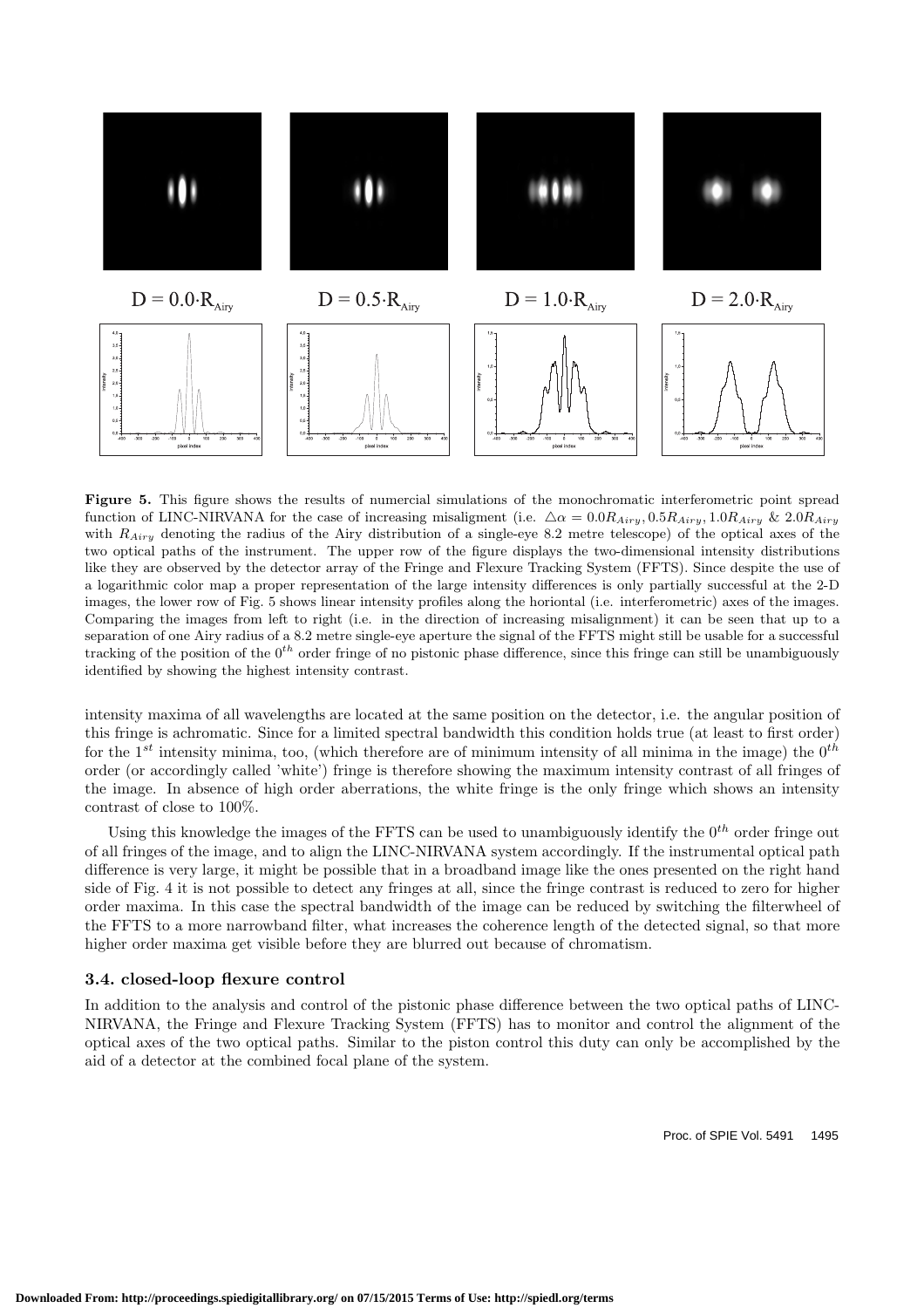D = 0.0·R<sub>Airy</sub> D = 0.5·R<sub>Airy</sub> D = 1.0·R<sub>Airy</sub> D = 2.0·R<sub>Airy</sub>

**Figure 5.** This figure shows the results of numercial simulations of the monochromatic interferometric point spread function of LINC-NIRVANA for the case of increasing misaligment (i.e. $\triangle\alpha = 0.0R_{Airy}, 0.5R_{Airy}, 1.0R_{Airy}$ & $2.0R_{Airy}$ with $R_{Airy}$ denoting the radius of the Airy distribution of a single-eye 8.2 metre telescope) of the optical axes of the two optical paths of the instrument. The upper row of the figure displays the two-dimensional intensity distributions like they are observed by the detector array of the Fringe and Flexure Tracking System (FFTS). Since despite the use of a logarithmic color map a proper representation of the large intensity differences is only partially successful at the 2-D images, the lower row of Fig. 5 shows linear intensity profiles along the horiontal (i.e. interferometric) axes of the images. Comparing the images from left to right (i.e. in the direction of increasing misalignment) it can be seen that up to a separation of one Airy radius of a 8.2 metre single-eye aperture the signal of the FFTS might still be usable for a successful tracking of the position of the $0^{th}$ order fringe of no pistonic phase difference, since this fringe can still be unambiguously identified by showing the highest intensity contrast.

intensity maxima of all wavelengths are located at the same position on the detector, i.e. the angular position of this fringe is achromatic. Since for a limited spectral bandwidth this condition holds true (at least to first order) for the $1^{st}$ intensity minima, too, (which therefore are of minimum intensity of all minima in the image) the $0^{th}$ order (or accordingly called 'white') fringe is therefore showing the maximum intensity contrast of all fringes of the image. In absence of high order aberrations, the white fringe is the only fringe which shows an intensity contrast of close to 100%.

Using this knowledge the images of the FFTS can be used to unambiguously identify the $0^{th}$ order fringe out of all fringes of the image, and to align the LINC-NIRVANA system accordingly. If the instrumental optical path difference is very large, it might be possible that in a broadband image like the ones presented on the right hand side of Fig. 4 it is not possible to detect any fringes at all, since the fringe contrast is reduced to zero for higher order maxima. In this case the spectral bandwidth of the image can be reduced by switching the filterwheel of the FFTS to a more narrowband filter, what increases the coherence length of the detected signal, so that more higher order maxima get visible before they are blurred out because of chromatism.

### 3.4. closed-loop flexure control

In addition to the analysis and control of the pistonic phase difference between the two optical paths of LINC-NIRVANA, the Fringe and Flexure Tracking System (FFTS) has to monitor and control the alignment of the optical axes of the two optical paths. Similar to the piston control this duty can only be accomplished by the aid of a detector at the combined focal plane of the system.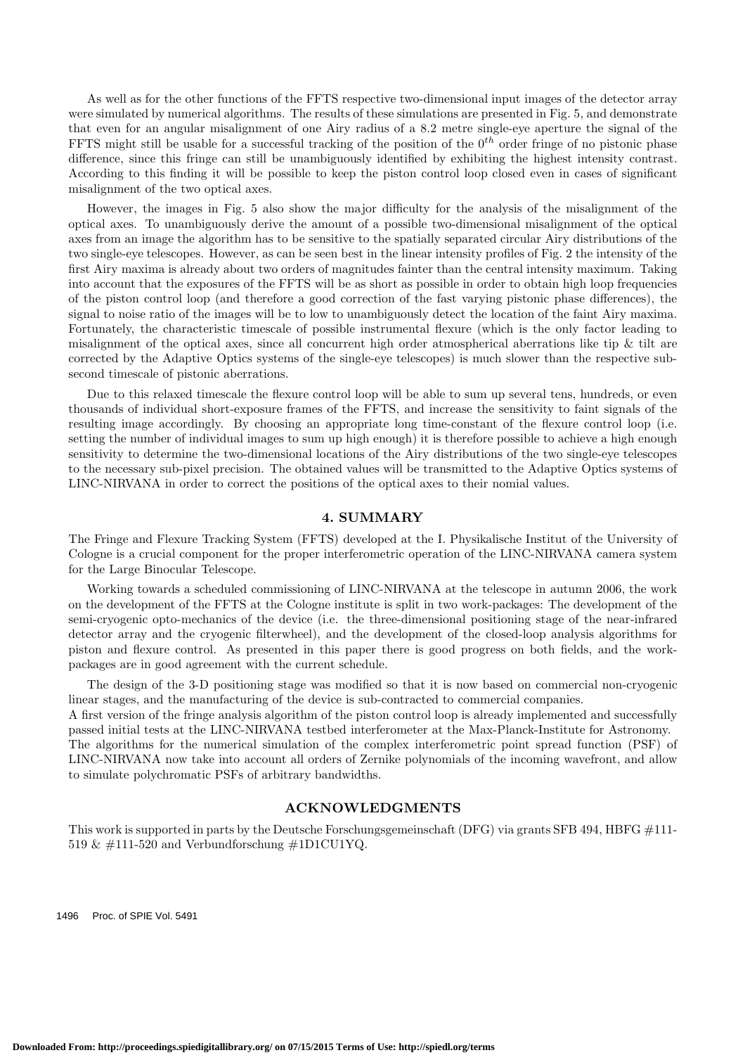As well as for the other functions of the FFTS respective two-dimensional input images of the detector array were simulated by numerical algorithms. The results of these simulations are presented in Fig. 5, and demonstrate that even for an angular misalignment of one Airy radius of a 8.2 metre single-eye aperture the signal of the FFTS might still be usable for a successful tracking of the position of the $0^{th}$ order fringe of no pistonic phase difference, since this fringe can still be unambiguously identified by exhibiting the highest intensity contrast. According to this finding it will be possible to keep the piston control loop closed even in cases of significant misalignment of the two optical axes.

However, the images in Fig. 5 also show the major difficulty for the analysis of the misalignment of the optical axes. To unambiguously derive the amount of a possible two-dimensional misalignment of the optical axes from an image the algorithm has to be sensitive to the spatially separated circular Airy distributions of the two single-eye telescopes. However, as can be seen best in the linear intensity profiles of Fig. 2 the intensity of the first Airy maxima is already about two orders of magnitudes fainter than the central intensity maximum. Taking into account that the exposures of the FFTS will be as short as possible in order to obtain high loop frequencies of the piston control loop (and therefore a good correction of the fast varying pistonic phase differences), the signal to noise ratio of the images will be to low to unambiguously detect the location of the faint Airy maxima. Fortunately, the characteristic timescale of possible instrumental flexure (which is the only factor leading to misalignment of the optical axes, since all concurrent high order atmospherical aberrations like tip & tilt are corrected by the Adaptive Optics systems of the single-eye telescopes) is much slower than the respective sub-second timescale of pistonic aberrations.

Due to this relaxed timescale the flexure control loop will be able to sum up several tens, hundreds, or even thousands of individual short-exposure frames of the FFTS, and increase the sensitivity to faint signals of the resulting image accordingly. By choosing an appropriate long time-constant of the flexure control loop (i.e. setting the number of individual images to sum up high enough) it is therefore possible to achieve a high enough sensitivity to determine the two-dimensional locations of the Airy distributions of the two single-eye telescopes to the necessary sub-pixel precision. The obtained values will be transmitted to the Adaptive Optics systems of LINC-NIRVANA in order to correct the positions of the optical axes to their nomial values.

## 4. SUMMARY

The Fringe and Flexure Tracking System (FFTS) developed at the I. Physikalische Institut of the University of Cologne is a crucial component for the proper interferometric operation of the LINC-NIRVANA camera system for the Large Binocular Telescope.

Working towards a scheduled commissioning of LINC-NIRVANA at the telescope in autumn 2006, the work on the development of the FFTS at the Cologne institute is split in two work-packages: The development of the semi-cryogenic opto-mechanics of the device (i.e. the three-dimensional positioning stage of the near-infrared detector array and the cryogenic filterwheel), and the development of the closed-loop analysis algorithms for piston and flexure control. As presented in this paper there is good progress on both fields, and the work-packages are in good agreement with the current schedule.

The design of the 3-D positioning stage was modified so that it is now based on commercial non-cryogenic linear stages, and the manufacturing of the device is sub-contracted to commercial companies.
A first version of the fringe analysis algorithm of the piston control loop is already implemented and successfully passed initial tests at the LINC-NIRVANA testbed interferometer at the Max-Planck-Institute for Astronomy.
The algorithms for the numerical simulation of the complex interferometric point spread function (PSF) of LINC-NIRVANA now take into account all orders of Zernike polynomials of the incoming wavefront, and allow to simulate polychromatic PSFs of arbitrary bandwidths.

## ACKNOWLEDGMENTS

This work is supported in parts by the Deutsche Forschungsgemeinschaft (DFG) via grants SFB 494, HBFG #111-519 & #111-520 and Verbundforschung #1D1CU1YQ.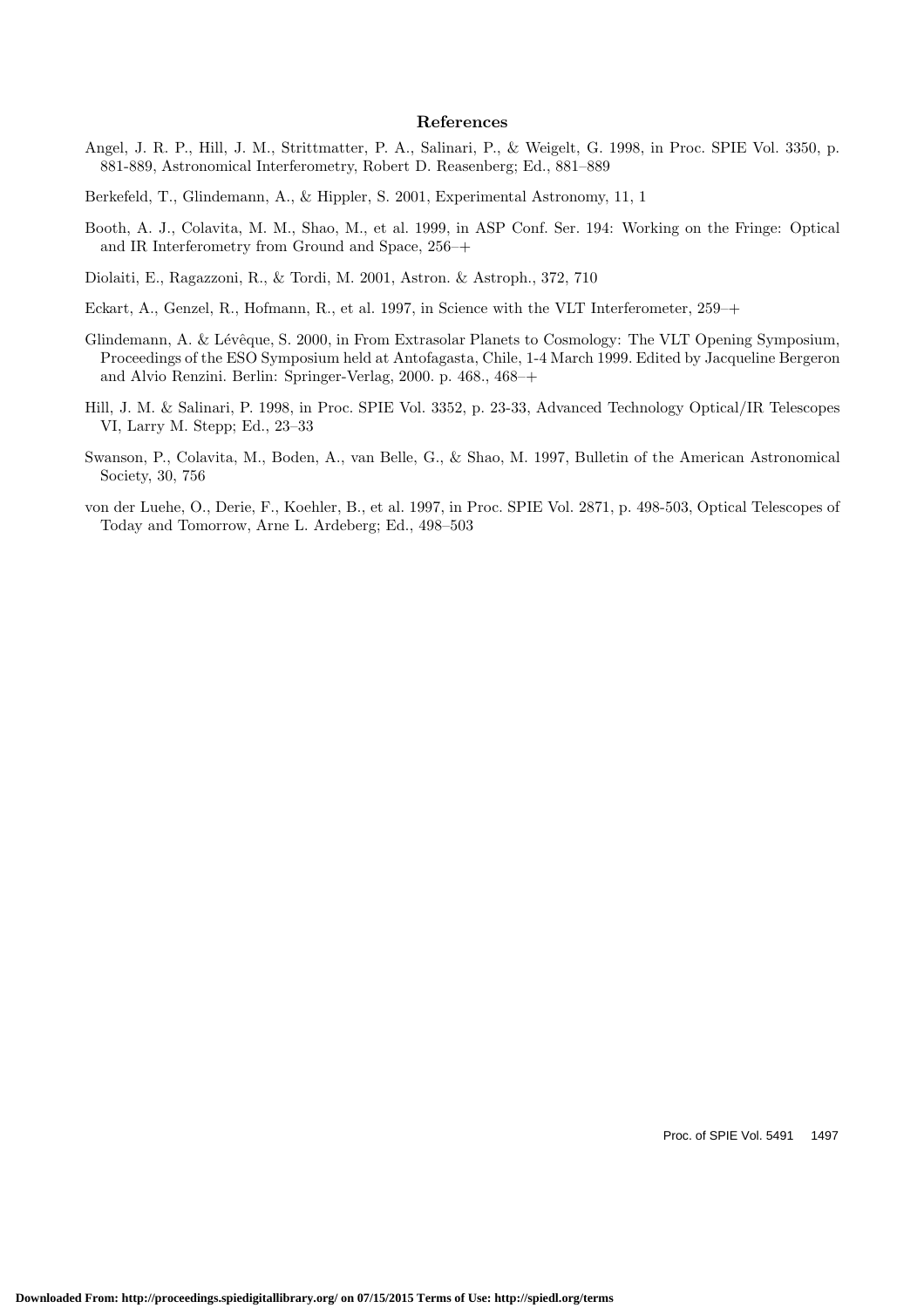## References

Angel, J. R. P., Hill, J. M., Strittmatter, P. A., Salinari, P., & Weigelt, G. 1998, in Proc. SPIE Vol. 3350, p. 881-889, Astronomical Interferometry, Robert D. Reasenberg; Ed., 881–889

Berkefeld, T., Glindemann, A., & Hippler, S. 2001, Experimental Astronomy, 11, 1

Booth, A. J., Colavita, M. M., Shao, M., et al. 1999, in ASP Conf. Ser. 194: Working on the Fringe: Optical and IR Interferometry from Ground and Space, 256–+

Diolaiti, E., Ragazzoni, R., & Tordi, M. 2001, Astron. & Astroph., 372, 710

Eckart, A., Genzel, R., Hofmann, R., et al. 1997, in Science with the VLT Interferometer, 259–+

Glindemann, A. & Lévêque, S. 2000, in From Extrasolar Planets to Cosmology: The VLT Opening Symposium, Proceedings of the ESO Symposium held at Antofagasta, Chile, 1-4 March 1999. Edited by Jacqueline Bergeron and Alvio Renzini. Berlin: Springer-Verlag, 2000. p. 468., 468–+

Hill, J. M. & Salinari, P. 1998, in Proc. SPIE Vol. 3352, p. 23-33, Advanced Technology Optical/IR Telescopes VI, Larry M. Stepp; Ed., 23–33

Swanson, P., Colavita, M., Boden, A., van Belle, G., & Shao, M. 1997, Bulletin of the American Astronomical Society, 30, 756

von der Luehe, O., Derie, F., Koehler, B., et al. 1997, in Proc. SPIE Vol. 2871, p. 498-503, Optical Telescopes of Today and Tomorrow, Arne L. Ardeberg; Ed., 498–503